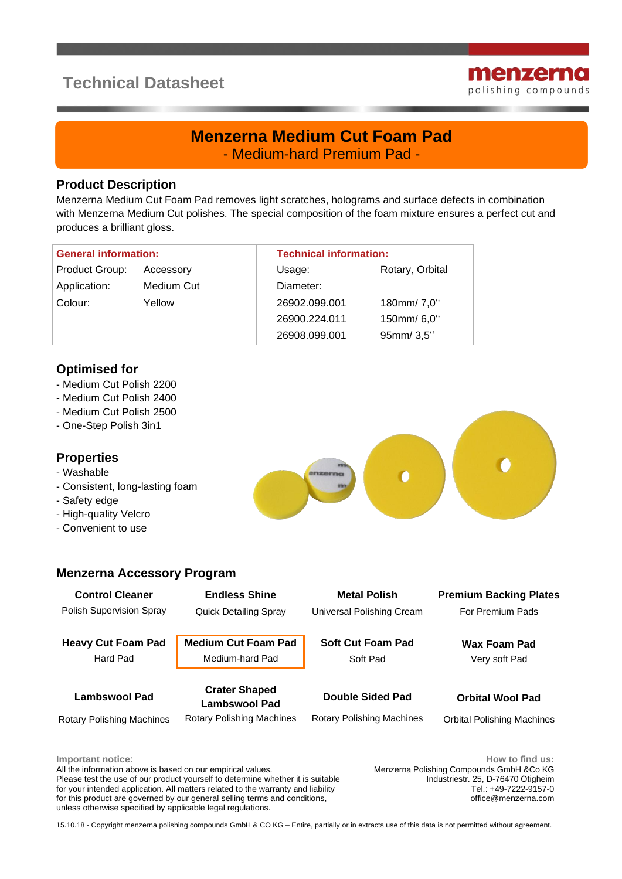Technical Datasheet

menzerna
polishing compounds

# Menzerna Medium Cut Foam Pad

- Medium-hard Premium Pad -

## Product Description

Menzerna Medium Cut Foam Pad removes light scratches, holograms and surface defects in combination with Menzerna Medium Cut polishes. The special composition of the foam mixture ensures a perfect cut and produces a brilliant gloss.

| General information: | | Technical information: | |
|---|---|---|---|
| Product Group: | Accessory | Usage: | Rotary, Orbital |
| Application: | Medium Cut | Diameter: | |
| Colour: | Yellow | 26902.099.001 | 180mm/ 7,0" |
| | | 26900.224.011 | 150mm/ 6,0" |
| | | 26908.099.001 | 95mm/ 3,5" |

## Optimised for

- Medium Cut Polish 2200
- Medium Cut Polish 2400
- Medium Cut Polish 2500
- One-Step Polish 3in1

## Properties

- Washable
- Consistent, long-lasting foam
- Safety edge
- High-quality Velcro
- Convenient to use

## Menzerna Accessory Program

| | | | |
|---|---|---|---|
| **Control Cleaner** | **Endless Shine** | **Metal Polish** | **Premium Backing Plates** |
| Polish Supervision Spray | Quick Detailing Spray | Universal Polishing Cream | For Premium Pads |
| **Heavy Cut Foam Pad** | **Medium Cut Foam Pad** | **Soft Cut Foam Pad** | **Wax Foam Pad** |
| Hard Pad | Medium-hard Pad | Soft Pad | Very soft Pad |
| **Lambswool Pad** | **Crater Shaped Lambswool Pad** | **Double Sided Pad** | **Orbital Wool Pad** |
| Rotary Polishing Machines | Rotary Polishing Machines | Rotary Polishing Machines | Orbital Polishing Machines |

**Important notice:**
All the information above is based on our empirical values.
Please test the use of our product yourself to determine whether it is suitable for your intended application. All matters related to the warranty and liability for this product are governed by our general selling terms and conditions, unless otherwise specified by applicable legal regulations.

**How to find us:**
Menzerna Polishing Compounds GmbH &Co KG
Industriestr. 25, D-76470 Ötigheim
Tel.: +49-7222-9157-0
office@menzerna.com

15.10.18 - Copyright menzerna polishing compounds GmbH & CO KG – Entire, partially or in extracts use of this data is not permitted without agreement.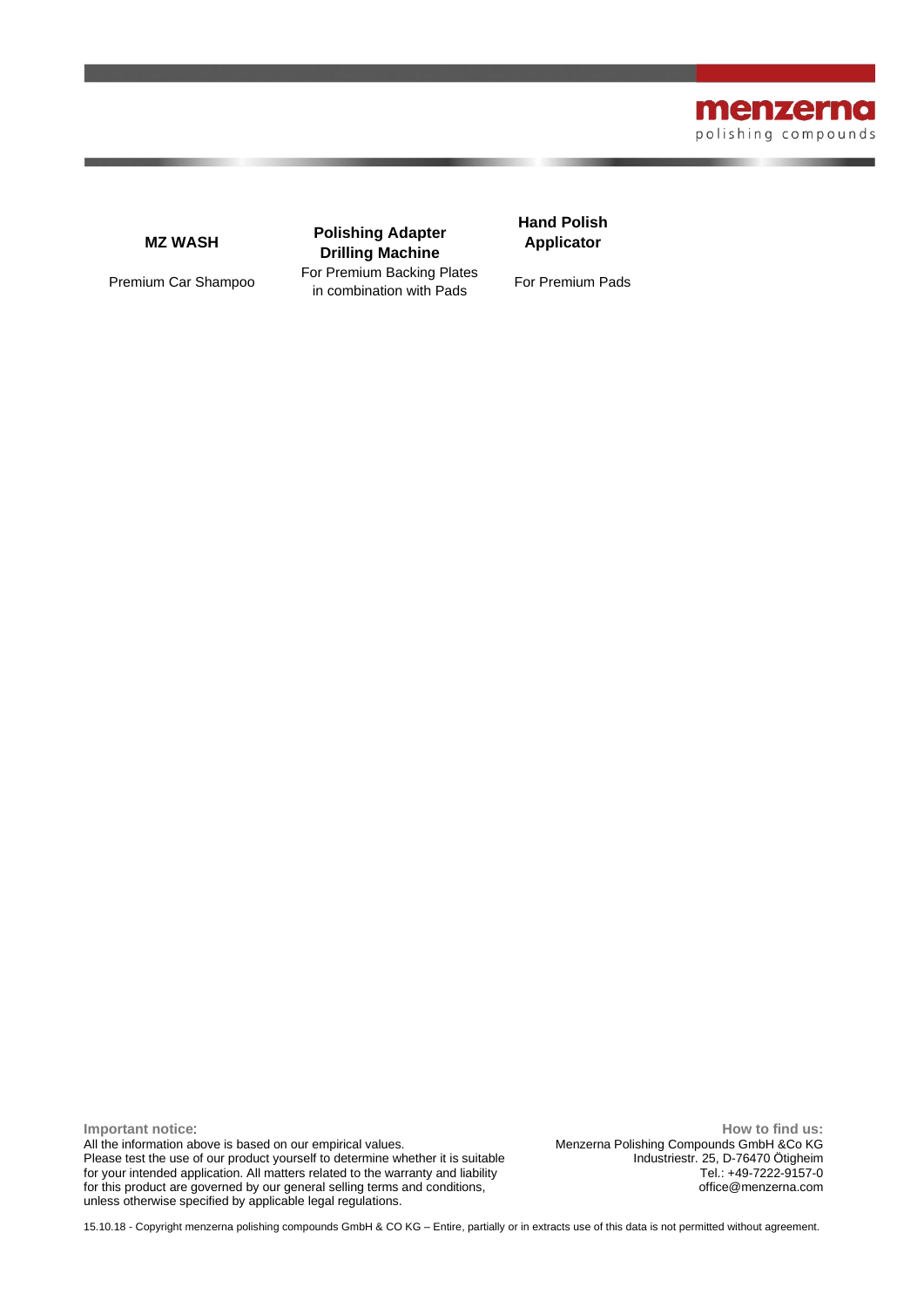| MZ WASH | Polishing Adapter Drilling Machine | Hand Polish Applicator |
|---|---|---|
| Premium Car Shampoo | For Premium Backing Plates in combination with Pads | For Premium Pads |

**Important notice:**
All the information above is based on our empirical values.
Please test the use of our product yourself to determine whether it is suitable for your intended application. All matters related to the warranty and liability for this product are governed by our general selling terms and conditions, unless otherwise specified by applicable legal regulations.

**How to find us:**
Menzerna Polishing Compounds GmbH &Co KG
Industriestr. 25, D-76470 Ötigheim
Tel.: +49-7222-9157-0
office@menzerna.com

15.10.18 - Copyright menzerna polishing compounds GmbH & CO KG – Entire, partially or in extracts use of this data is not permitted without agreement.